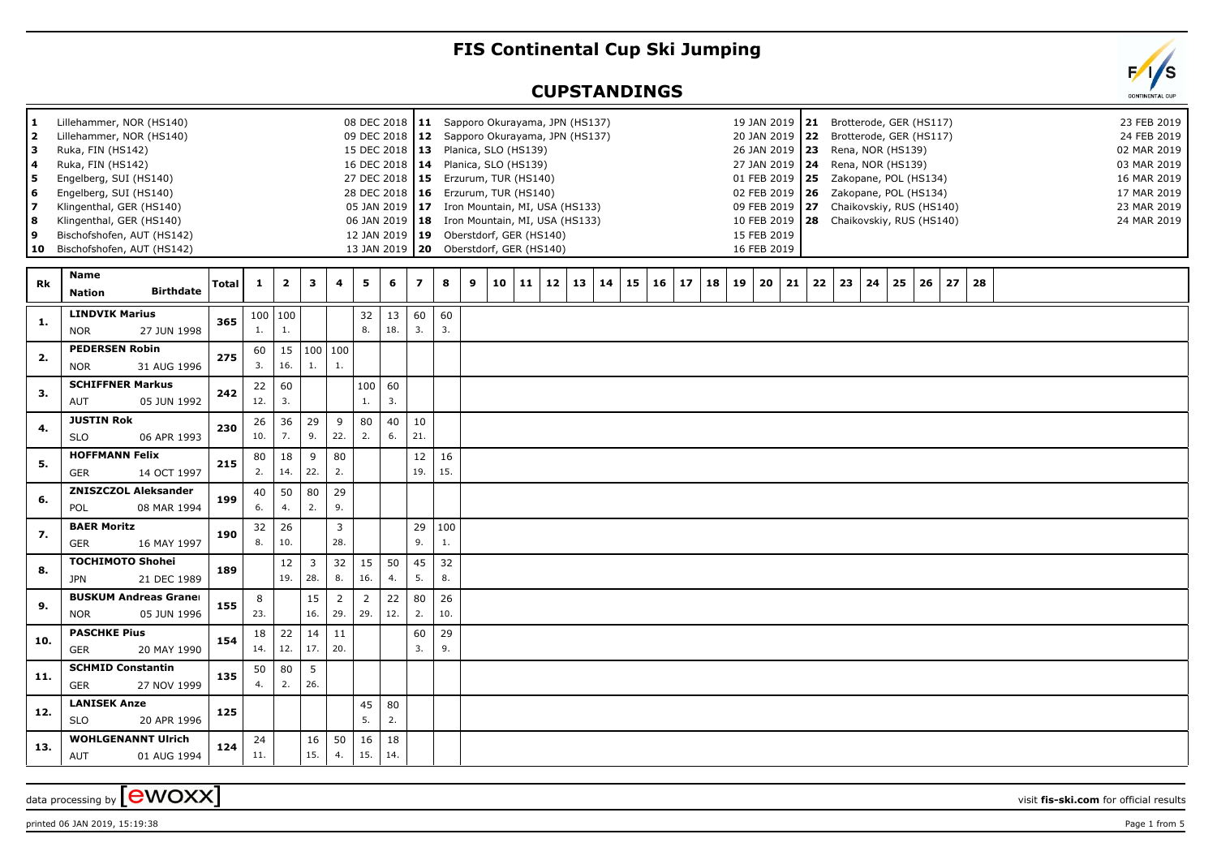# FIS Continental Cup Ski Jumping

## CUPSTANDINGS

| # | Venue | Date |
|---|---|---|
| 1 | Lillehammer, NOR (HS140) | 08 DEC 2018 |
| 2 | Lillehammer, NOR (HS140) | 09 DEC 2018 |
| 3 | Ruka, FIN (HS142) | 15 DEC 2018 |
| 4 | Ruka, FIN (HS142) | 16 DEC 2018 |
| 5 | Engelberg, SUI (HS140) | 27 DEC 2018 |
| 6 | Engelberg, SUI (HS140) | 28 DEC 2018 |
| 7 | Klingenthal, GER (HS140) | 05 JAN 2019 |
| 8 | Klingenthal, GER (HS140) | 06 JAN 2019 |
| 9 | Bischofshofen, AUT (HS142) | 12 JAN 2019 |
| 10 | Bischofshofen, AUT (HS142) | 13 JAN 2019 |
| 11 | Sapporo Okurayama, JPN (HS137) | 19 JAN 2019 |
| 12 | Sapporo Okurayama, JPN (HS137) | 20 JAN 2019 |
| 13 | Planica, SLO (HS139) | 26 JAN 2019 |
| 14 | Planica, SLO (HS139) | 27 JAN 2019 |
| 15 | Erzurum, TUR (HS140) | 01 FEB 2019 |
| 16 | Erzurum, TUR (HS140) | 02 FEB 2019 |
| 17 | Iron Mountain, MI, USA (HS133) | 09 FEB 2019 |
| 18 | Iron Mountain, MI, USA (HS133) | 10 FEB 2019 |
| 19 | Oberstdorf, GER (HS140) | 15 FEB 2019 |
| 20 | Oberstdorf, GER (HS140) | 16 FEB 2019 |
| 21 | Brotterode, GER (HS117) | 23 FEB 2019 |
| 22 | Brotterode, GER (HS117) | 24 FEB 2019 |
| 23 | Rena, NOR (HS139) | 02 MAR 2019 |
| 24 | Rena, NOR (HS139) | 03 MAR 2019 |
| 25 | Zakopane, POL (HS134) | 16 MAR 2019 |
| 26 | Zakopane, POL (HS134) | 17 MAR 2019 |
| 27 | Chaikovskiy, RUS (HS140) | 23 MAR 2019 |
| 28 | Chaikovskiy, RUS (HS140) | 24 MAR 2019 |

| Rk | Name / Nation / Birthdate | Total | 1 | 2 | 3 | 4 | 5 | 6 | 7 | 8 | 9 | 10 | 11 | 12 | 13 | 14 | 15 | 16 | 17 | 18 | 19 | 20 | 21 | 22 | 23 | 24 | 25 | 26 | 27 | 28 |
|---|---|---|---|---|---|---|---|---|---|---|---|---|---|---|---|---|---|---|---|---|---|---|---|---|---|---|---|---|---|---|
| 1. | LINDVIK Marius NOR 27 JUN 1998 | 365 | 100 (1.) | 100 (1.) | | | 32 (8.) | 13 (18.) | 60 (3.) | 60 (3.) | | | | | | | | | | | | | | | | | | | | |
| 2. | PEDERSEN Robin NOR 31 AUG 1996 | 275 | 60 (3.) | 15 (16.) | 100 (1.) | 100 (1.) | | | | | | | | | | | | | | | | | | | | | | | | |
| 3. | SCHIFFNER Markus AUT 05 JUN 1992 | 242 | 22 (12.) | 60 (3.) | | | 100 (1.) | 60 (3.) | | | | | | | | | | | | | | | | | | | | | | |
| 4. | JUSTIN Rok SLO 06 APR 1993 | 230 | 26 (10.) | 36 (7.) | 29 (9.) | 9 (22.) | 80 (2.) | 40 (6.) | 10 (21.) | | | | | | | | | | | | | | | | | | | | | |
| 5. | HOFFMANN Felix GER 14 OCT 1997 | 215 | 80 (2.) | 18 (14.) | 9 (22.) | 80 (2.) | | | 12 (19.) | 16 (15.) | | | | | | | | | | | | | | | | | | | | |
| 6. | ZNISZCZOL Aleksander POL 08 MAR 1994 | 199 | 40 (6.) | 50 (4.) | 80 (2.) | 29 (9.) | | | | | | | | | | | | | | | | | | | | | | | | |
| 7. | BAER Moritz GER 16 MAY 1997 | 190 | 32 (8.) | 26 (10.) | | 3 (28.) | | | 29 (9.) | 100 (1.) | | | | | | | | | | | | | | | | | | | | |
| 8. | TOCHIMOTO Shohei JPN 21 DEC 1989 | 189 | | 12 (19.) | 3 (28.) | 32 (8.) | 15 (16.) | 50 (4.) | 45 (5.) | 32 (8.) | | | | | | | | | | | | | | | | | | | | |
| 9. | BUSKUM Andreas Granei NOR 05 JUN 1996 | 155 | 8 (23.) | | 15 (16.) | 2 (29.) | 2 (29.) | 22 (12.) | 80 (2.) | 26 (10.) | | | | | | | | | | | | | | | | | | | | |
| 10. | PASCHKE Pius GER 20 MAY 1990 | 154 | 18 (14.) | 22 (12.) | 14 (17.) | 11 (20.) | | | 60 (3.) | 29 (9.) | | | | | | | | | | | | | | | | | | | | |
| 11. | SCHMID Constantin GER 27 NOV 1999 | 135 | 50 (4.) | 80 (2.) | 5 (26.) | | | | | | | | | | | | | | | | | | | | | | | | | |
| 12. | LANISEK Anze SLO 20 APR 1996 | 125 | | | | | 45 (5.) | 80 (2.) | | | | | | | | | | | | | | | | | | | | | | |
| 13. | WOHLGENANNT Ulrich AUT 01 AUG 1994 | 124 | 24 (11.) | | 16 (15.) | 50 (4.) | 16 (15.) | 18 (14.) | | | | | | | | | | | | | | | | | | | | | | |

data processing by [ewoxx] visit fis-ski.com for official results

printed 06 JAN 2019, 15:19:38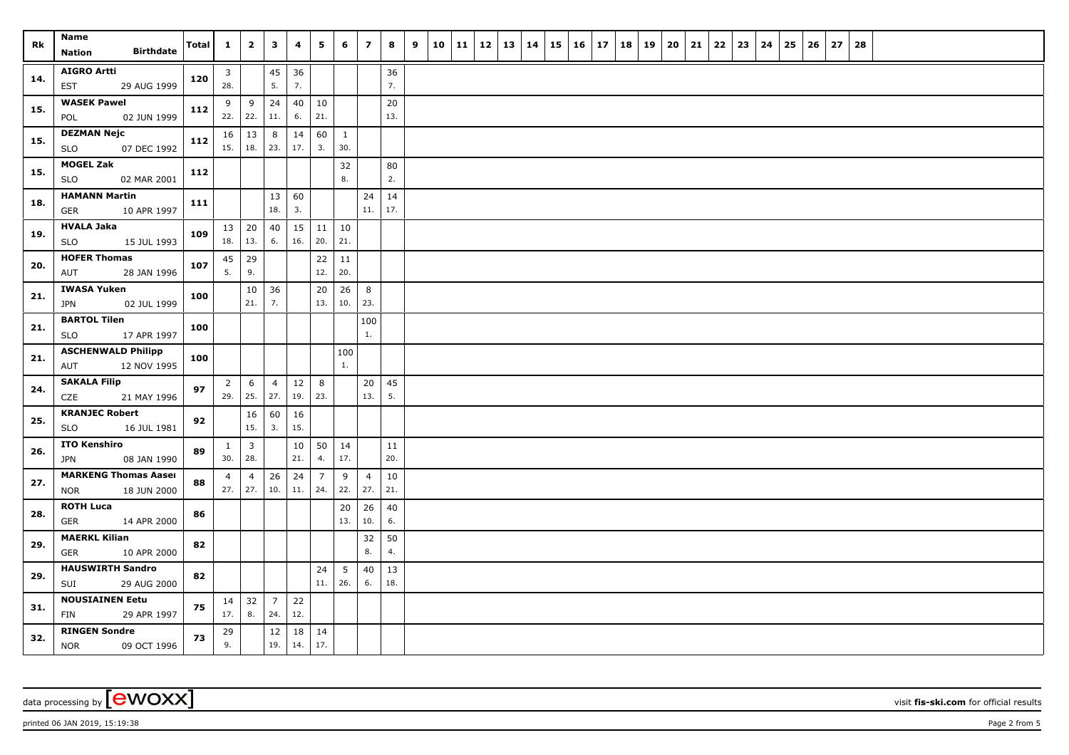| Rk | Name<br>Nation Birthdate | Total | 1 | 2 | 3 | 4 | 5 | 6 | 7 | 8 | 9 | 10 | 11 | 12 | 13 | 14 | 15 | 16 | 17 | 18 | 19 | 20 | 21 | 22 | 23 | 24 | 25 | 26 | 27 | 28 |
|---|---|---|---|---|---|---|---|---|---|---|---|---|---|---|---|---|---|---|---|---|---|---|---|---|---|---|---|---|---|---|
| 14. | AIGRO Artti<br>EST 29 AUG 1999 | 120 | 3<br>28. | | 45<br>5. | 36<br>7. | | | | 36<br>7. | | | | | | | | | | | | | | | | | | | | |
| 15. | WASEK Pawel<br>POL 02 JUN 1999 | 112 | 9<br>22. | 9<br>22. | 24<br>11. | 40<br>6. | 10<br>21. | | | 20<br>13. | | | | | | | | | | | | | | | | | | | | |
| 15. | DEZMAN Nejc<br>SLO 07 DEC 1992 | 112 | 16<br>15. | 13<br>18. | 8<br>23. | 14<br>17. | 60<br>3. | 1<br>30. | | | | | | | | | | | | | | | | | | | | | | |
| 15. | MOGEL Zak<br>SLO 02 MAR 2001 | 112 | | | | | | 32<br>8. | | 80<br>2. | | | | | | | | | | | | | | | | | | | | |
| 18. | HAMANN Martin<br>GER 10 APR 1997 | 111 | | | 13<br>18. | 60<br>3. | | | 24<br>11. | 14<br>17. | | | | | | | | | | | | | | | | | | | | |
| 19. | HVALA Jaka<br>SLO 15 JUL 1993 | 109 | 13<br>18. | 20<br>13. | 40<br>6. | 15<br>16. | 11<br>20. | 10<br>21. | | | | | | | | | | | | | | | | | | | | | | |
| 20. | HOFER Thomas<br>AUT 28 JAN 1996 | 107 | 45<br>5. | 29<br>9. | | | 22<br>12. | 11<br>20. | | | | | | | | | | | | | | | | | | | | | | |
| 21. | IWASA Yuken<br>JPN 02 JUL 1999 | 100 | | 10<br>21. | 36<br>7. | | 20<br>13. | 26<br>10. | 8<br>23. | | | | | | | | | | | | | | | | | | | | | |
| 21. | BARTOL Tilen<br>SLO 17 APR 1997 | 100 | | | | | | | 100<br>1. | | | | | | | | | | | | | | | | | | | | | |
| 21. | ASCHENWALD Philipp<br>AUT 12 NOV 1995 | 100 | | | | | | 100<br>1. | | | | | | | | | | | | | | | | | | | | | | |
| 24. | SAKALA Filip<br>CZE 21 MAY 1996 | 97 | 2<br>29. | 6<br>25. | 4<br>27. | 12<br>19. | 8<br>23. | | 20<br>13. | 45<br>5. | | | | | | | | | | | | | | | | | | | | |
| 25. | KRANJEC Robert<br>SLO 16 JUL 1981 | 92 | | 16<br>15. | 60<br>3. | 16<br>15. | | | | | | | | | | | | | | | | | | | | | | | | |
| 26. | ITO Kenshiro<br>JPN 08 JAN 1990 | 89 | 1<br>30. | 3<br>28. | | 10<br>21. | 50<br>4. | 14<br>17. | | 11<br>20. | | | | | | | | | | | | | | | | | | | | |
| 27. | MARKENG Thomas Aasei<br>NOR 18 JUN 2000 | 88 | 4<br>27. | 4<br>27. | 26<br>10. | 24<br>11. | 7<br>24. | 9<br>22. | 4<br>27. | 10<br>21. | | | | | | | | | | | | | | | | | | | | |
| 28. | ROTH Luca<br>GER 14 APR 2000 | 86 | | | | | | 20<br>13. | 26<br>10. | 40<br>6. | | | | | | | | | | | | | | | | | | | | |
| 29. | MAERKL Kilian<br>GER 10 APR 2000 | 82 | | | | | | | 32<br>8. | 50<br>4. | | | | | | | | | | | | | | | | | | | | |
| 29. | HAUSWIRTH Sandro<br>SUI 29 AUG 2000 | 82 | | | | | 24<br>11. | 5<br>26. | 40<br>6. | 13<br>18. | | | | | | | | | | | | | | | | | | | | |
| 31. | NOUSIAINEN Eetu<br>FIN 29 APR 1997 | 75 | 14<br>17. | 32<br>8. | 7<br>24. | 22<br>12. | | | | | | | | | | | | | | | | | | | | | | | | |
| 32. | RINGEN Sondre<br>NOR 09 OCT 1996 | 73 | 29<br>9. | | 12<br>19. | 18<br>14. | 14<br>17. | | | | | | | | | | | | | | | | | | | | | | | |

data processing by [ewoxx] visit **fis-ski.com** for official results

printed 06 JAN 2019, 15:19:38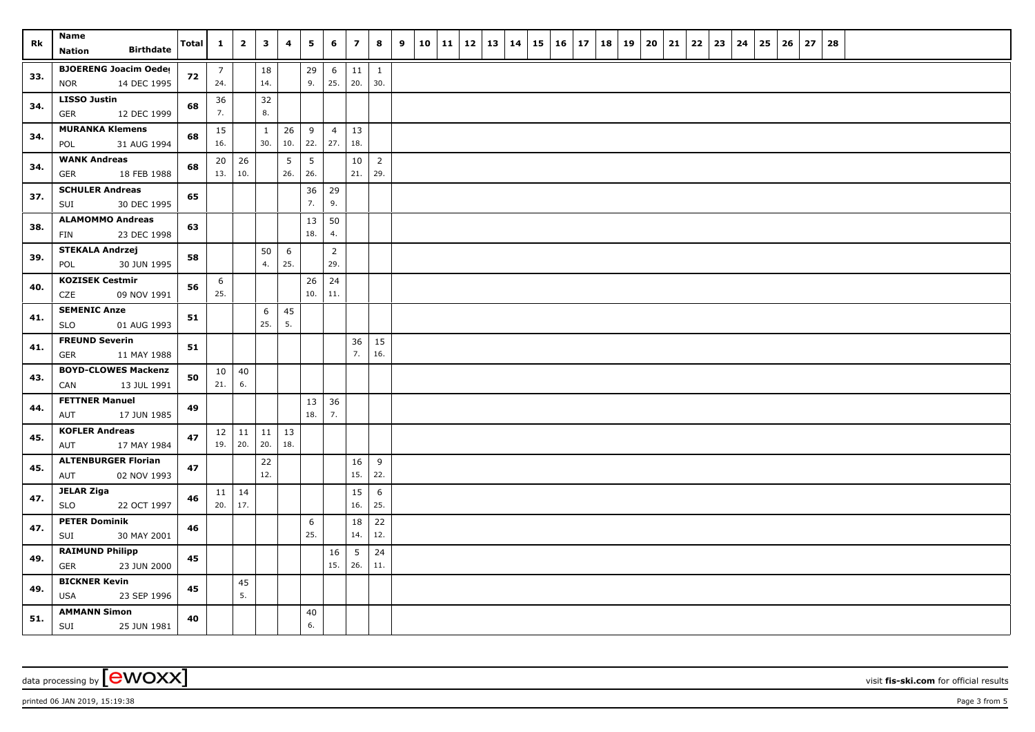| Rk | Name<br>Nation Birthdate | Total | 1 | 2 | 3 | 4 | 5 | 6 | 7 | 8 | 9 | 10 | 11 | 12 | 13 | 14 | 15 | 16 | 17 | 18 | 19 | 20 | 21 | 22 | 23 | 24 | 25 | 26 | 27 | 28 |
|---|---|---|---|---|---|---|---|---|---|---|---|---|---|---|---|---|---|---|---|---|---|---|---|---|---|---|---|---|---|---|
| 33. | **BJOERENG Joacim Oeder**<br>NOR 14 DEC 1995 | **72** | 7<br>24. | | 18<br>14. | | 29<br>9. | 6<br>25. | 11<br>20. | 1<br>30. | | | | | | | | | | | | | | | | | | | | |
| 34. | **LISSO Justin**<br>GER 12 DEC 1999 | **68** | 36<br>7. | | 32<br>8. | | | | | | | | | | | | | | | | | | | | | | | | | |
| 34. | **MURANKA Klemens**<br>POL 31 AUG 1994 | **68** | 15<br>16. | | 1<br>30. | 26<br>10. | 9<br>22. | 4<br>27. | 13<br>18. | | | | | | | | | | | | | | | | | | | | | |
| 34. | **WANK Andreas**<br>GER 18 FEB 1988 | **68** | 20<br>13. | 26<br>10. | | 5<br>26. | 5<br>26. | | 10<br>21. | 2<br>29. | | | | | | | | | | | | | | | | | | | | |
| 37. | **SCHULER Andreas**<br>SUI 30 DEC 1995 | **65** | | | | | 36<br>7. | 29<br>9. | | | | | | | | | | | | | | | | | | | | | | |
| 38. | **ALAMOMMO Andreas**<br>FIN 23 DEC 1998 | **63** | | | | | 13<br>18. | 50<br>4. | | | | | | | | | | | | | | | | | | | | | | |
| 39. | **STEKALA Andrzej**<br>POL 30 JUN 1995 | **58** | | | 50<br>4. | 6<br>25. | | 2<br>29. | | | | | | | | | | | | | | | | | | | | | | |
| 40. | **KOZISEK Cestmir**<br>CZE 09 NOV 1991 | **56** | 6<br>25. | | | | 26<br>10. | 24<br>11. | | | | | | | | | | | | | | | | | | | | | | |
| 41. | **SEMENIC Anze**<br>SLO 01 AUG 1993 | **51** | | | 6<br>25. | 45<br>5. | | | | | | | | | | | | | | | | | | | | | | | | |
| 41. | **FREUND Severin**<br>GER 11 MAY 1988 | **51** | | | | | | | 36<br>7. | 15<br>16. | | | | | | | | | | | | | | | | | | | | |
| 43. | **BOYD-CLOWES Mackenzie**<br>CAN 13 JUL 1991 | **50** | 10<br>21. | 40<br>6. | | | | | | | | | | | | | | | | | | | | | | | | | | |
| 44. | **FETTNER Manuel**<br>AUT 17 JUN 1985 | **49** | | | | | 13<br>18. | 36<br>7. | | | | | | | | | | | | | | | | | | | | | | |
| 45. | **KOFLER Andreas**<br>AUT 17 MAY 1984 | **47** | 12<br>19. | 11<br>20. | 11<br>20. | 13<br>18. | | | | | | | | | | | | | | | | | | | | | | | | |
| 45. | **ALTENBURGER Florian**<br>AUT 02 NOV 1993 | **47** | | | 22<br>12. | | | | 16<br>15. | 9<br>22. | | | | | | | | | | | | | | | | | | | | |
| 47. | **JELAR Ziga**<br>SLO 22 OCT 1997 | **46** | 11<br>20. | 14<br>17. | | | | | 15<br>16. | 6<br>25. | | | | | | | | | | | | | | | | | | | | |
| 47. | **PETER Dominik**<br>SUI 30 MAY 2001 | **46** | | | | | 6<br>25. | | 18<br>14. | 22<br>12. | | | | | | | | | | | | | | | | | | | | |
| 49. | **RAIMUND Philipp**<br>GER 23 JUN 2000 | **45** | | | | | | 16<br>15. | 5<br>26. | 24<br>11. | | | | | | | | | | | | | | | | | | | | |
| 49. | **BICKNER Kevin**<br>USA 23 SEP 1996 | **45** | | 45<br>5. | | | | | | | | | | | | | | | | | | | | | | | | | | |
| 51. | **AMMANN Simon**<br>SUI 25 JUN 1981 | **40** | | | | | 40<br>6. | | | | | | | | | | | | | | | | | | | | | | | |

data processing by [ewoxx] visit **fis-ski.com** for official results

printed 06 JAN 2019, 15:19:38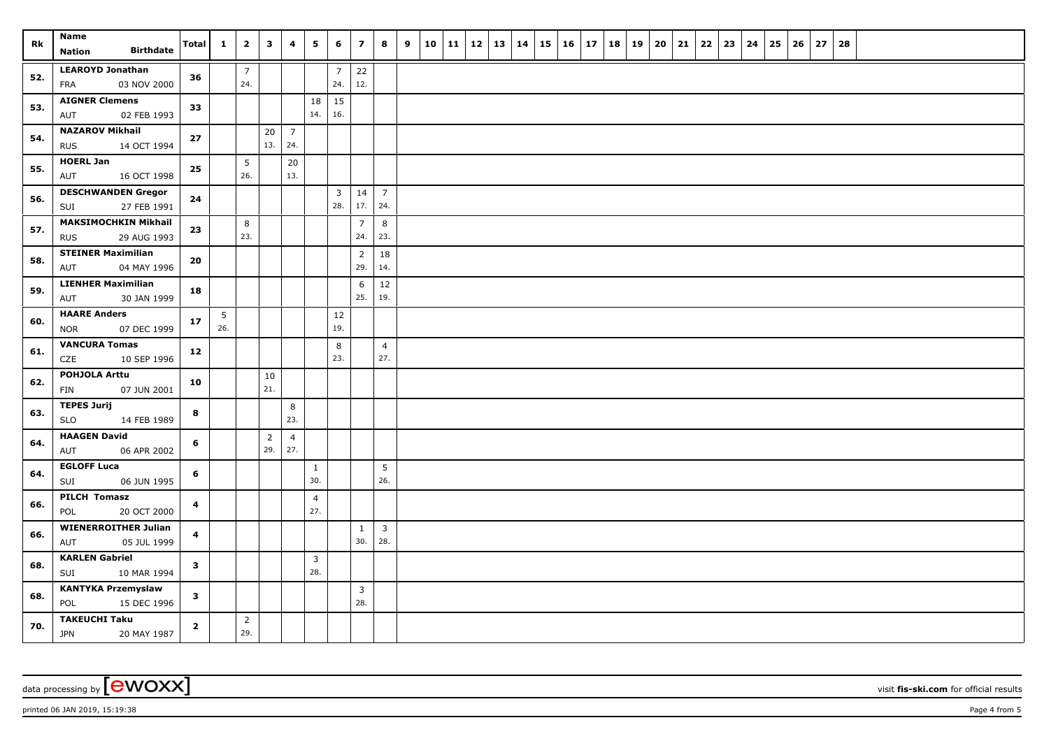| Rk | Name<br>Nation Birthdate | Total | 1 | 2 | 3 | 4 | 5 | 6 | 7 | 8 | 9 | 10 | 11 | 12 | 13 | 14 | 15 | 16 | 17 | 18 | 19 | 20 | 21 | 22 | 23 | 24 | 25 | 26 | 27 | 28 |
|---|---|---|---|---|---|---|---|---|---|---|---|---|---|---|---|---|---|---|---|---|---|---|---|---|---|---|---|---|---|---|
| 52. | LEAROYD Jonathan<br>FRA 03 NOV 2000 | 36 | | 7<br>24. | | | | 7<br>24. | 22<br>12. | | | | | | | | | | | | | | | | | | | | | |
| 53. | AIGNER Clemens<br>AUT 02 FEB 1993 | 33 | | | | | 18<br>14. | 15<br>16. | | | | | | | | | | | | | | | | | | | | | | |
| 54. | NAZAROV Mikhail<br>RUS 14 OCT 1994 | 27 | | | 20<br>13. | 7<br>24. | | | | | | | | | | | | | | | | | | | | | | | | |
| 55. | HOERL Jan<br>AUT 16 OCT 1998 | 25 | | 5<br>26. | | 20<br>13. | | | | | | | | | | | | | | | | | | | | | | | | |
| 56. | DESCHWANDEN Gregor<br>SUI 27 FEB 1991 | 24 | | | | | | 3<br>28. | 14<br>17. | 7<br>24. | | | | | | | | | | | | | | | | | | | | |
| 57. | MAKSIMOCHKIN Mikhail<br>RUS 29 AUG 1993 | 23 | | 8<br>23. | | | | | 7<br>24. | 8<br>23. | | | | | | | | | | | | | | | | | | | | |
| 58. | STEINER Maximilian<br>AUT 04 MAY 1996 | 20 | | | | | | | 2<br>29. | 18<br>14. | | | | | | | | | | | | | | | | | | | | |
| 59. | LIENHER Maximilian<br>AUT 30 JAN 1999 | 18 | | | | | | | 6<br>25. | 12<br>19. | | | | | | | | | | | | | | | | | | | | |
| 60. | HAARE Anders<br>NOR 07 DEC 1999 | 17 | 5<br>26. | | | | | 12<br>19. | | | | | | | | | | | | | | | | | | | | | | |
| 61. | VANCURA Tomas<br>CZE 10 SEP 1996 | 12 | | | | | | 8<br>23. | | 4<br>27. | | | | | | | | | | | | | | | | | | | | |
| 62. | POHJOLA Arttu<br>FIN 07 JUN 2001 | 10 | | | 10<br>21. | | | | | | | | | | | | | | | | | | | | | | | | | |
| 63. | TEPES Jurij<br>SLO 14 FEB 1989 | 8 | | | | 8<br>23. | | | | | | | | | | | | | | | | | | | | | | | | |
| 64. | HAAGEN David<br>AUT 06 APR 2002 | 6 | | | 2<br>29. | 4<br>27. | | | | | | | | | | | | | | | | | | | | | | | | |
| 64. | EGLOFF Luca<br>SUI 06 JUN 1995 | 6 | | | | | 1<br>30. | | | 5<br>26. | | | | | | | | | | | | | | | | | | | | |
| 66. | PILCH Tomasz<br>POL 20 OCT 2000 | 4 | | | | | 4<br>27. | | | | | | | | | | | | | | | | | | | | | | | |
| 66. | WIENERROITHER Julian<br>AUT 05 JUL 1999 | 4 | | | | | | | 1<br>30. | 3<br>28. | | | | | | | | | | | | | | | | | | | | |
| 68. | KARLEN Gabriel<br>SUI 10 MAR 1994 | 3 | | | | | 3<br>28. | | | | | | | | | | | | | | | | | | | | | | | |
| 68. | KANTYKA Przemyslaw<br>POL 15 DEC 1996 | 3 | | | | | | | 3<br>28. | | | | | | | | | | | | | | | | | | | | | |
| 70. | TAKEUCHI Taku<br>JPN 20 MAY 1987 | 2 | | 2<br>29. | | | | | | | | | | | | | | | | | | | | | | | | | | |

data processing by [ewoxx] visit **fis-ski.com** for official results

printed 06 JAN 2019, 15:19:38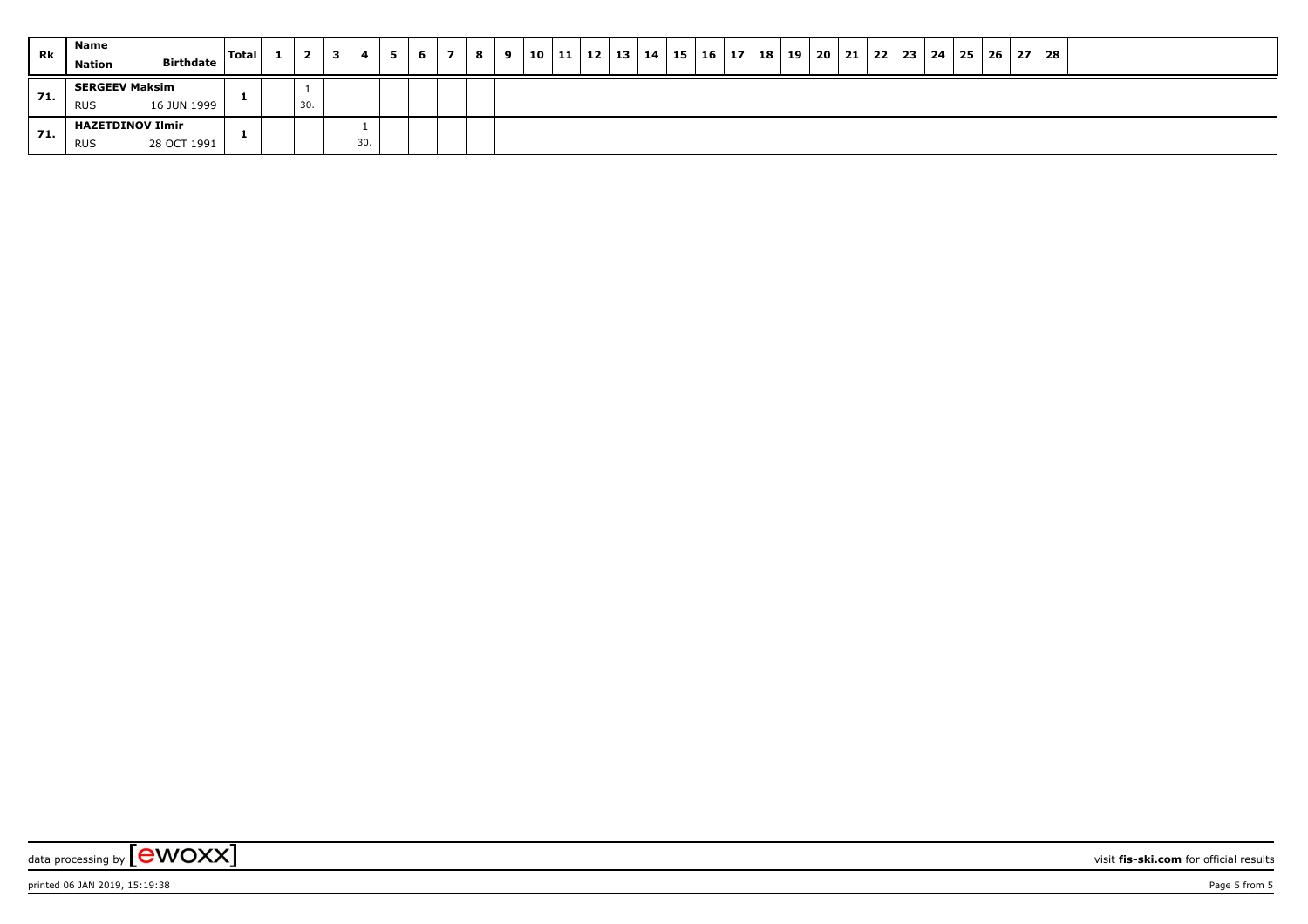| Rk | Name<br>Nation | Birthdate | Total | 1 | 2 | 3 | 4 | 5 | 6 | 7 | 8 | 9 | 10 | 11 | 12 | 13 | 14 | 15 | 16 | 17 | 18 | 19 | 20 | 21 | 22 | 23 | 24 | 25 | 26 | 27 | 28 |
|---|---|---|---|---|---|---|---|---|---|---|---|---|---|---|---|---|---|---|---|---|---|---|---|---|---|---|---|---|---|---|---|
| 71. | SERGEEV Maksim<br>RUS | 16 JUN 1999 | 1 | | 1<br>30. | | | | | | | | | | | | | | | | | | | | | | | | | | |
| 71. | HAZETDINOV Ilmir<br>RUS | 28 OCT 1991 | 1 | | | | 1<br>30. | | | | | | | | | | | | | | | | | | | | | | | | |

data processing by [ewoxx]

visit **fis-ski.com** for official results

printed 06 JAN 2019, 15:19:38